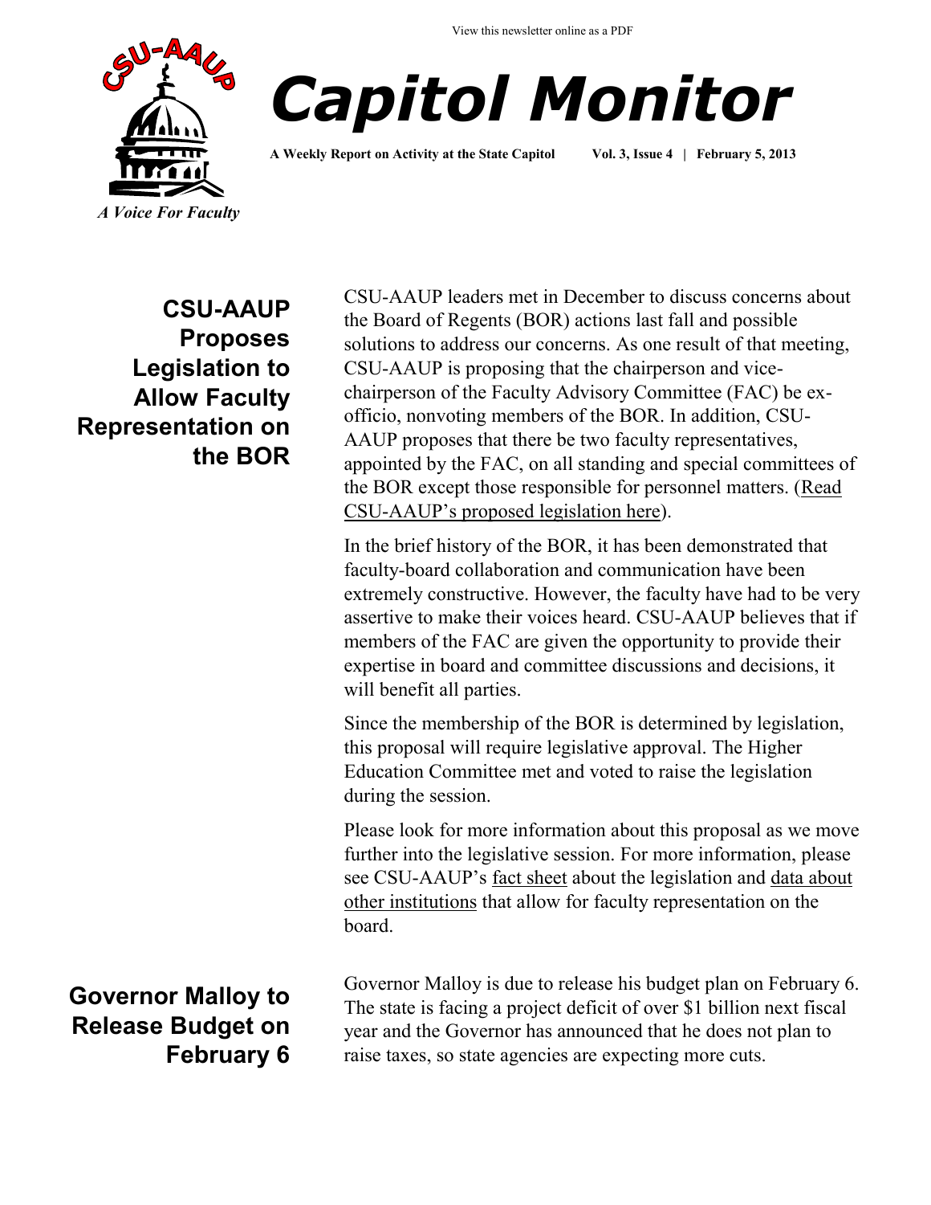View this newsletter online as a PDF

# Capitol Monitor

**A Weekly Report on Activity at the State Capitol Vol. 3, Issue 4 | February 5, 2013**

*A Voice For Faculty*

## CSU-AAUP Proposes Legislation to Allow Faculty Representation on the BOR

CSU-AAUP leaders met in December to discuss concerns about the Board of Regents (BOR) actions last fall and possible solutions to address our concerns. As one result of that meeting, CSU-AAUP is proposing that the chairperson and vice-chairperson of the Faculty Advisory Committee (FAC) be ex-officio, nonvoting members of the BOR. In addition, CSU-AAUP proposes that there be two faculty representatives, appointed by the FAC, on all standing and special committees of the BOR except those responsible for personnel matters. (Read CSU-AAUP's proposed legislation here).

In the brief history of the BOR, it has been demonstrated that faculty-board collaboration and communication have been extremely constructive. However, the faculty have had to be very assertive to make their voices heard. CSU-AAUP believes that if members of the FAC are given the opportunity to provide their expertise in board and committee discussions and decisions, it will benefit all parties.

Since the membership of the BOR is determined by legislation, this proposal will require legislative approval. The Higher Education Committee met and voted to raise the legislation during the session.

Please look for more information about this proposal as we move further into the legislative session. For more information, please see CSU-AAUP's fact sheet about the legislation and data about other institutions that allow for faculty representation on the board.

## Governor Malloy to Release Budget on February 6

Governor Malloy is due to release his budget plan on February 6. The state is facing a project deficit of over $1 billion next fiscal year and the Governor has announced that he does not plan to raise taxes, so state agencies are expecting more cuts.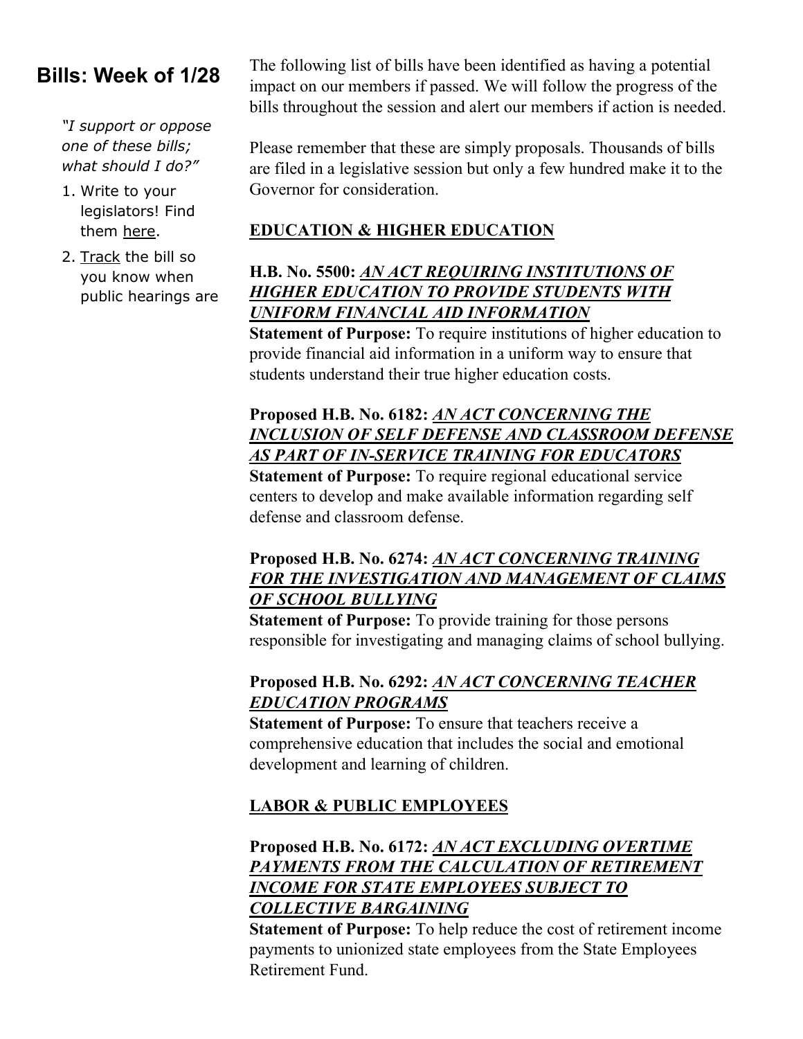## Bills: Week of 1/28

*"I support or oppose one of these bills; what should I do?"*

1. Write to your legislators! Find them here.
2. Track the bill so you know when public hearings are

The following list of bills have been identified as having a potential impact on our members if passed. We will follow the progress of the bills throughout the session and alert our members if action is needed.

Please remember that these are simply proposals. Thousands of bills are filed in a legislative session but only a few hundred make it to the Governor for consideration.

### EDUCATION & HIGHER EDUCATION

**H.B. No. 5500:** ***AN ACT REQUIRING INSTITUTIONS OF HIGHER EDUCATION TO PROVIDE STUDENTS WITH UNIFORM FINANCIAL AID INFORMATION***
**Statement of Purpose:** To require institutions of higher education to provide financial aid information in a uniform way to ensure that students understand their true higher education costs.

**Proposed H.B. No. 6182:** ***AN ACT CONCERNING THE INCLUSION OF SELF DEFENSE AND CLASSROOM DEFENSE AS PART OF IN-SERVICE TRAINING FOR EDUCATORS***
**Statement of Purpose:** To require regional educational service centers to develop and make available information regarding self defense and classroom defense.

**Proposed H.B. No. 6274:** ***AN ACT CONCERNING TRAINING FOR THE INVESTIGATION AND MANAGEMENT OF CLAIMS OF SCHOOL BULLYING***
**Statement of Purpose:** To provide training for those persons responsible for investigating and managing claims of school bullying.

**Proposed H.B. No. 6292:** ***AN ACT CONCERNING TEACHER EDUCATION PROGRAMS***
**Statement of Purpose:** To ensure that teachers receive a comprehensive education that includes the social and emotional development and learning of children.

### LABOR & PUBLIC EMPLOYEES

**Proposed H.B. No. 6172:** ***AN ACT EXCLUDING OVERTIME PAYMENTS FROM THE CALCULATION OF RETIREMENT INCOME FOR STATE EMPLOYEES SUBJECT TO COLLECTIVE BARGAINING***
**Statement of Purpose:** To help reduce the cost of retirement income payments to unionized state employees from the State Employees Retirement Fund.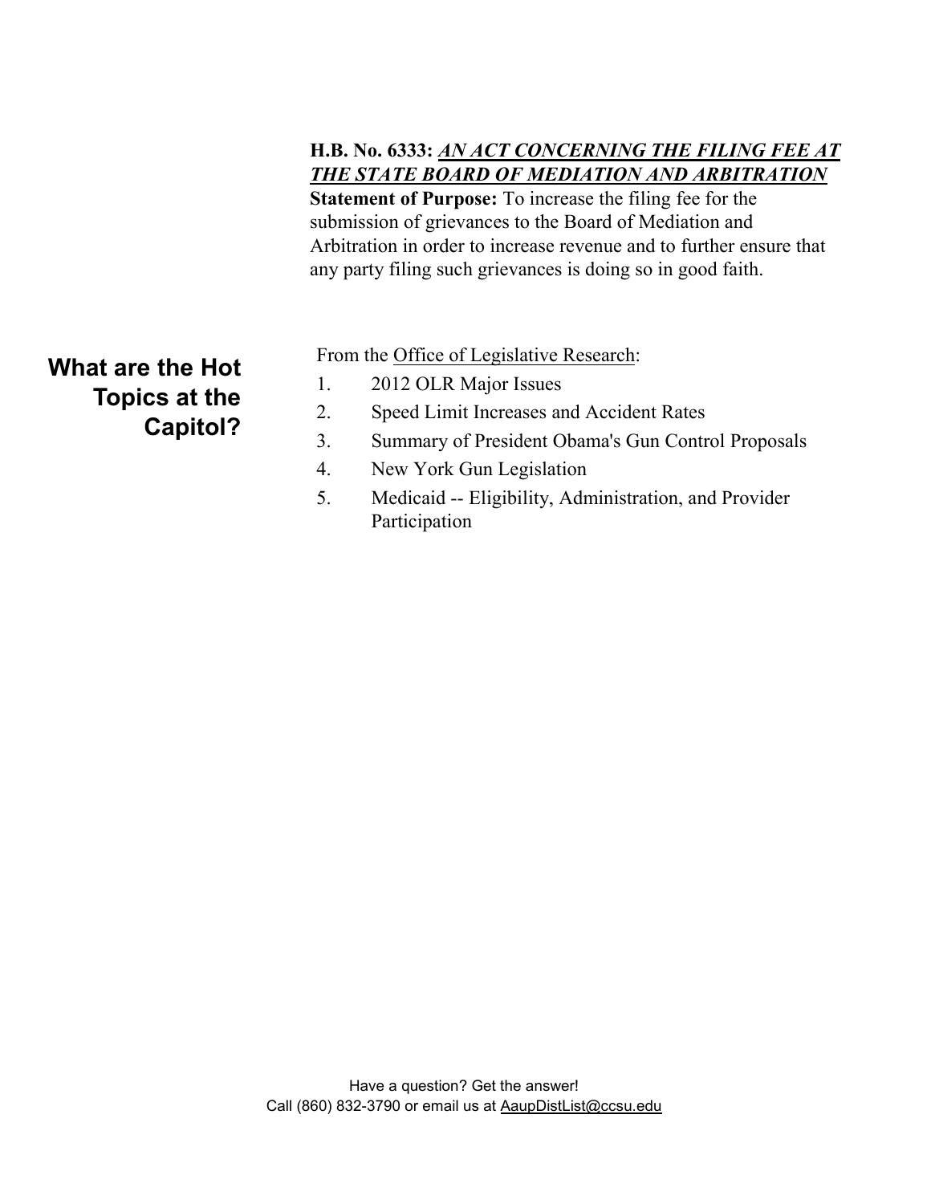**H.B. No. 6333:** ***AN ACT CONCERNING THE FILING FEE AT THE STATE BOARD OF MEDIATION AND ARBITRATION***
**Statement of Purpose:** To increase the filing fee for the submission of grievances to the Board of Mediation and Arbitration in order to increase revenue and to further ensure that any party filing such grievances is doing so in good faith.

## What are the Hot Topics at the Capitol?

From the Office of Legislative Research:

1. 2012 OLR Major Issues
2. Speed Limit Increases and Accident Rates
3. Summary of President Obama's Gun Control Proposals
4. New York Gun Legislation
5. Medicaid -- Eligibility, Administration, and Provider Participation

Have a question? Get the answer!
Call (860) 832-3790 or email us at AaupDistList@ccsu.edu